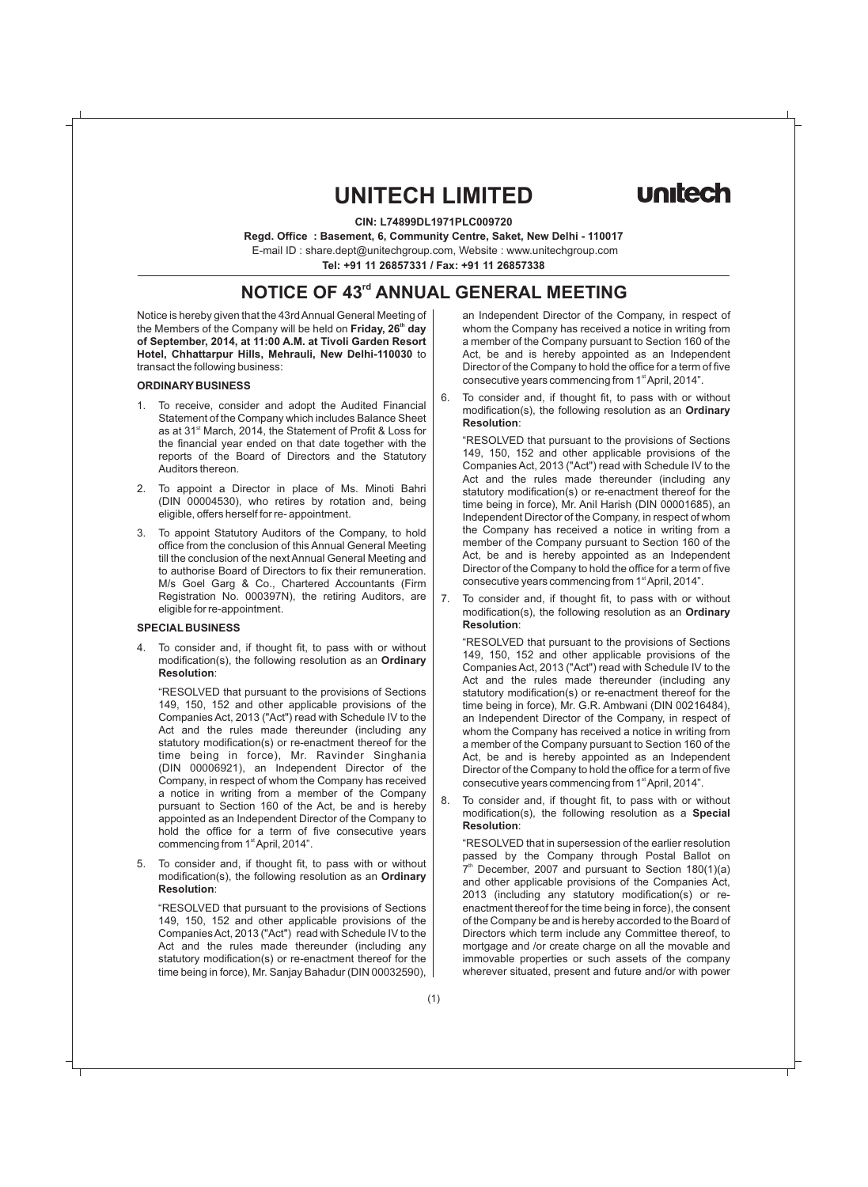# UNITECH LIMITED

unitech

**CIN: L74899DL1971PLC009720**

**Regd. Office : Basement, 6, Community Centre, Saket, New Delhi - 110017**

E-mail ID : share.dept@unitechgroup.com, Website : www.unitechgroup.com

**Tel: +91 11 26857331 / Fax: +91 11 26857338**

## NOTICE OF 43rd ANNUAL GENERAL MEETING

Notice is hereby given that the 43rd Annual General Meeting of the Members of the Company will be held on **Friday, 26th day of September, 2014, at 11:00 A.M. at Tivoli Garden Resort Hotel, Chhattarpur Hills, Mehrauli, New Delhi-110030** to transact the following business:

### ORDINARY BUSINESS

1. To receive, consider and adopt the Audited Financial Statement of the Company which includes Balance Sheet as at 31st March, 2014, the Statement of Profit & Loss for the financial year ended on that date together with the reports of the Board of Directors and the Statutory Auditors thereon.

2. To appoint a Director in place of Ms. Minoti Bahri (DIN 00004530), who retires by rotation and, being eligible, offers herself for re- appointment.

3. To appoint Statutory Auditors of the Company, to hold office from the conclusion of this Annual General Meeting till the conclusion of the next Annual General Meeting and to authorise Board of Directors to fix their remuneration. M/s Goel Garg & Co., Chartered Accountants (Firm Registration No. 000397N), the retiring Auditors, are eligible for re-appointment.

### SPECIAL BUSINESS

4. To consider and, if thought fit, to pass with or without modification(s), the following resolution as an **Ordinary Resolution**:

   "RESOLVED that pursuant to the provisions of Sections 149, 150, 152 and other applicable provisions of the Companies Act, 2013 ("Act") read with Schedule IV to the Act and the rules made thereunder (including any statutory modification(s) or re-enactment thereof for the time being in force), Mr. Ravinder Singhania (DIN 00006921), an Independent Director of the Company, in respect of whom the Company has received a notice in writing from a member of the Company pursuant to Section 160 of the Act, be and is hereby appointed as an Independent Director of the Company to hold the office for a term of five consecutive years commencing from 1st April, 2014".

5. To consider and, if thought fit, to pass with or without modification(s), the following resolution as an **Ordinary Resolution**:

   "RESOLVED that pursuant to the provisions of Sections 149, 150, 152 and other applicable provisions of the Companies Act, 2013 ("Act") read with Schedule IV to the Act and the rules made thereunder (including any statutory modification(s) or re-enactment thereof for the time being in force), Mr. Sanjay Bahadur (DIN 00032590), an Independent Director of the Company, in respect of whom the Company has received a notice in writing from a member of the Company pursuant to Section 160 of the Act, be and is hereby appointed as an Independent Director of the Company to hold the office for a term of five consecutive years commencing from 1st April, 2014".

6. To consider and, if thought fit, to pass with or without modification(s), the following resolution as an **Ordinary Resolution**:

   "RESOLVED that pursuant to the provisions of Sections 149, 150, 152 and other applicable provisions of the Companies Act, 2013 ("Act") read with Schedule IV to the Act and the rules made thereunder (including any statutory modification(s) or re-enactment thereof for the time being in force), Mr. Anil Harish (DIN 00001685), an Independent Director of the Company, in respect of whom the Company has received a notice in writing from a member of the Company pursuant to Section 160 of the Act, be and is hereby appointed as an Independent Director of the Company to hold the office for a term of five consecutive years commencing from 1st April, 2014".

7. To consider and, if thought fit, to pass with or without modification(s), the following resolution as an **Ordinary Resolution**:

   "RESOLVED that pursuant to the provisions of Sections 149, 150, 152 and other applicable provisions of the Companies Act, 2013 ("Act") read with Schedule IV to the Act and the rules made thereunder (including any statutory modification(s) or re-enactment thereof for the time being in force), Mr. G.R. Ambwani (DIN 00216484), an Independent Director of the Company, in respect of whom the Company has received a notice in writing from a member of the Company pursuant to Section 160 of the Act, be and is hereby appointed as an Independent Director of the Company to hold the office for a term of five consecutive years commencing from 1st April, 2014".

8. To consider and, if thought fit, to pass with or without modification(s), the following resolution as a **Special Resolution**:

   "RESOLVED that in supersession of the earlier resolution passed by the Company through Postal Ballot on 7th December, 2007 and pursuant to Section 180(1)(a) and other applicable provisions of the Companies Act, 2013 (including any statutory modification(s) or re-enactment thereof for the time being in force), the consent of the Company be and is hereby accorded to the Board of Directors which term include any Committee thereof, to mortgage and /or create charge on all the movable and immovable properties or such assets of the company wherever situated, present and future and/or with power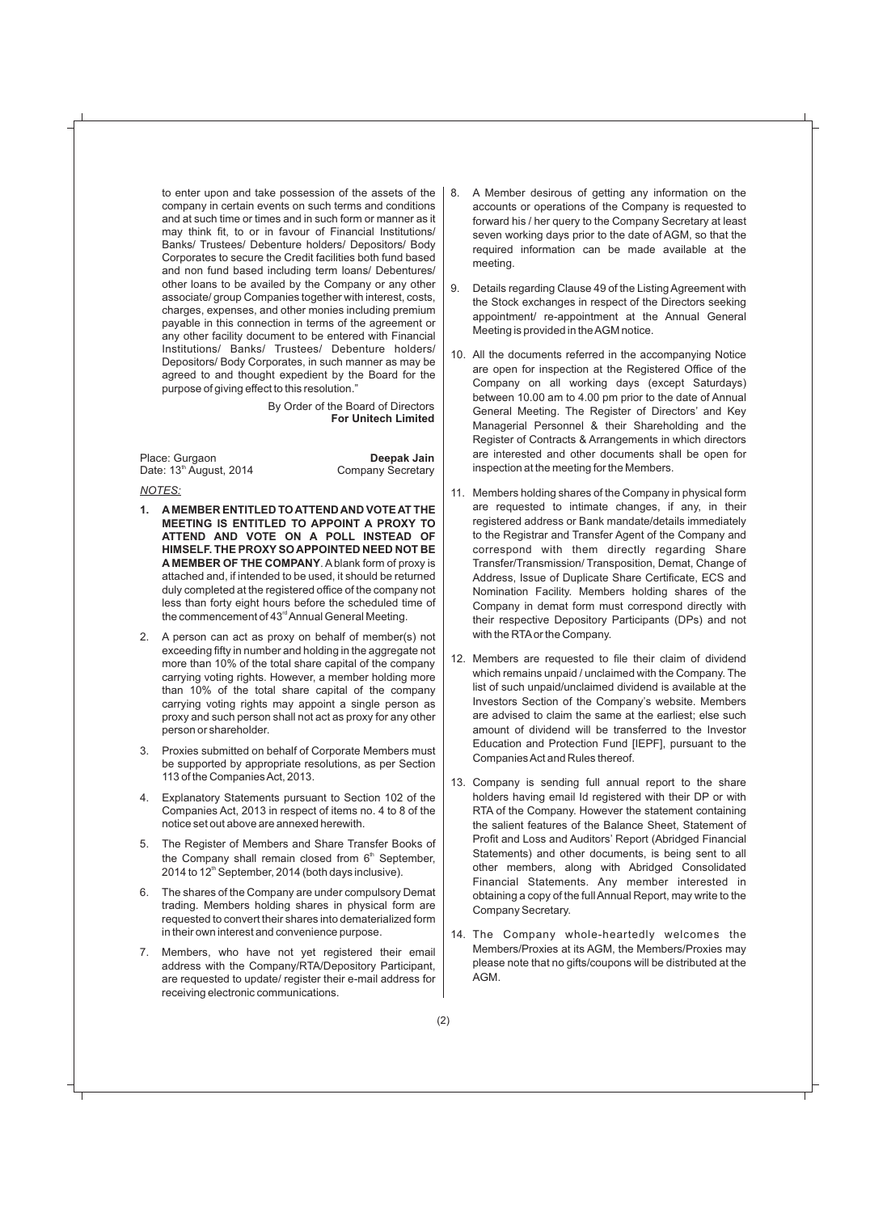to enter upon and take possession of the assets of the company in certain events on such terms and conditions and at such time or times and in such form or manner as it may think fit, to or in favour of Financial Institutions/ Banks/ Trustees/ Debenture holders/ Depositors/ Body Corporates to secure the Credit facilities both fund based and non fund based including term loans/ Debentures/ other loans to be availed by the Company or any other associate/ group Companies together with interest, costs, charges, expenses, and other monies including premium payable in this connection in terms of the agreement or any other facility document to be entered with Financial Institutions/ Banks/ Trustees/ Debenture holders/ Depositors/ Body Corporates, in such manner as may be agreed to and thought expedient by the Board for the purpose of giving effect to this resolution."

By Order of the Board of Directors
**For Unitech Limited**

Place: Gurgaon
Date: 13th August, 2014

**Deepak Jain**
Company Secretary

*NOTES:*

1. **A MEMBER ENTITLED TO ATTEND AND VOTE AT THE MEETING IS ENTITLED TO APPOINT A PROXY TO ATTEND AND VOTE ON A POLL INSTEAD OF HIMSELF. THE PROXY SO APPOINTED NEED NOT BE A MEMBER OF THE COMPANY**. A blank form of proxy is attached and, if intended to be used, it should be returned duly completed at the registered office of the company not less than forty eight hours before the scheduled time of the commencement of 43rd Annual General Meeting.

2. A person can act as proxy on behalf of member(s) not exceeding fifty in number and holding in the aggregate not more than 10% of the total share capital of the company carrying voting rights. However, a member holding more than 10% of the total share capital of the company carrying voting rights may appoint a single person as proxy and such person shall not act as proxy for any other person or shareholder.

3. Proxies submitted on behalf of Corporate Members must be supported by appropriate resolutions, as per Section 113 of the Companies Act, 2013.

4. Explanatory Statements pursuant to Section 102 of the Companies Act, 2013 in respect of items no. 4 to 8 of the notice set out above are annexed herewith.

5. The Register of Members and Share Transfer Books of the Company shall remain closed from 6th September, 2014 to 12th September, 2014 (both days inclusive).

6. The shares of the Company are under compulsory Demat trading. Members holding shares in physical form are requested to convert their shares into dematerialized form in their own interest and convenience purpose.

7. Members, who have not yet registered their email address with the Company/RTA/Depository Participant, are requested to update/ register their e-mail address for receiving electronic communications.

8. A Member desirous of getting any information on the accounts or operations of the Company is requested to forward his / her query to the Company Secretary at least seven working days prior to the date of AGM, so that the required information can be made available at the meeting.

9. Details regarding Clause 49 of the Listing Agreement with the Stock exchanges in respect of the Directors seeking appointment/ re-appointment at the Annual General Meeting is provided in the AGM notice.

10. All the documents referred in the accompanying Notice are open for inspection at the Registered Office of the Company on all working days (except Saturdays) between 10.00 am to 4.00 pm prior to the date of Annual General Meeting. The Register of Directors' and Key Managerial Personnel & their Shareholding and the Register of Contracts & Arrangements in which directors are interested and other documents shall be open for inspection at the meeting for the Members.

11. Members holding shares of the Company in physical form are requested to intimate changes, if any, in their registered address or Bank mandate/details immediately to the Registrar and Transfer Agent of the Company and correspond with them directly regarding Share Transfer/Transmission/ Transposition, Demat, Change of Address, Issue of Duplicate Share Certificate, ECS and Nomination Facility. Members holding shares of the Company in demat form must correspond directly with their respective Depository Participants (DPs) and not with the RTA or the Company.

12. Members are requested to file their claim of dividend which remains unpaid / unclaimed with the Company. The list of such unpaid/unclaimed dividend is available at the Investors Section of the Company's website. Members are advised to claim the same at the earliest; else such amount of dividend will be transferred to the Investor Education and Protection Fund [IEPF], pursuant to the Companies Act and Rules thereof.

13. Company is sending full annual report to the share holders having email Id registered with their DP or with RTA of the Company. However the statement containing the salient features of the Balance Sheet, Statement of Profit and Loss and Auditors' Report (Abridged Financial Statements) and other documents, is being sent to all other members, along with Abridged Consolidated Financial Statements. Any member interested in obtaining a copy of the full Annual Report, may write to the Company Secretary.

14. The Company whole-heartedly welcomes the Members/Proxies at its AGM, the Members/Proxies may please note that no gifts/coupons will be distributed at the AGM.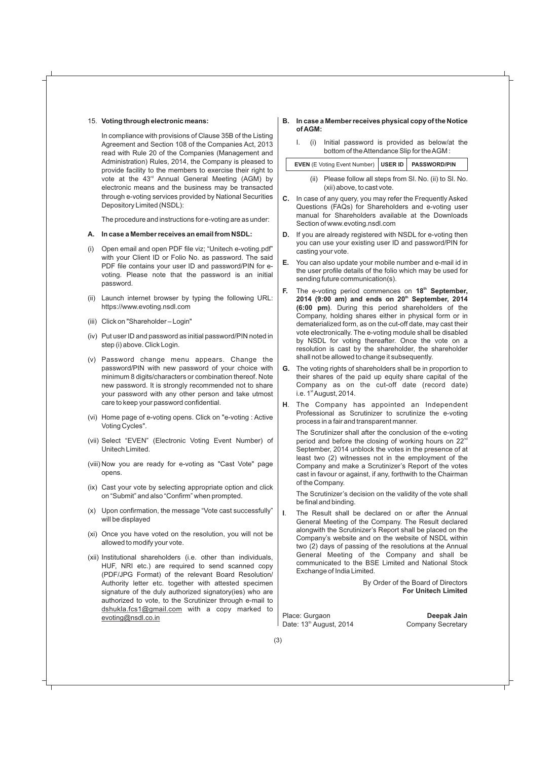15. **Voting through electronic means:**

In compliance with provisions of Clause 35B of the Listing Agreement and Section 108 of the Companies Act, 2013 read with Rule 20 of the Companies (Management and Administration) Rules, 2014, the Company is pleased to provide facility to the members to exercise their right to vote at the 43rd Annual General Meeting (AGM) by electronic means and the business may be transacted through e-voting services provided by National Securities Depository Limited (NSDL):

The procedure and instructions for e-voting are as under:

**A. In case a Member receives an email from NSDL:**

(i) Open email and open PDF file viz; "Unitech e-voting.pdf" with your Client ID or Folio No. as password. The said PDF file contains your user ID and password/PIN for e-voting. Please note that the password is an initial password.

(ii) Launch internet browser by typing the following URL: https://www.evoting.nsdl.com

(iii) Click on "Shareholder – Login"

(iv) Put user ID and password as initial password/PIN noted in step (i) above. Click Login.

(v) Password change menu appears. Change the password/PIN with new password of your choice with minimum 8 digits/characters or combination thereof. Note new password. It is strongly recommended not to share your password with any other person and take utmost care to keep your password confidential.

(vi) Home page of e-voting opens. Click on "e-voting : Active Voting Cycles".

(vii) Select "EVEN" (Electronic Voting Event Number) of Unitech Limited.

(viii) Now you are ready for e-voting as "Cast Vote" page opens.

(ix) Cast your vote by selecting appropriate option and click on "Submit" and also "Confirm" when prompted.

(x) Upon confirmation, the message "Vote cast successfully" will be displayed

(xi) Once you have voted on the resolution, you will not be allowed to modify your vote.

(xii) Institutional shareholders (i.e. other than individuals, HUF, NRI etc.) are required to send scanned copy (PDF/JPG Format) of the relevant Board Resolution/ Authority letter etc. together with attested specimen signature of the duly authorized signatory(ies) who are authorized to vote, to the Scrutinizer through e-mail to dshukla.fcs1@gmail.com with a copy marked to evoting@nsdl.co.in

**B. In case a Member receives physical copy of the Notice of AGM:**

I. (i) Initial password is provided as below/at the bottom of the Attendance Slip for the AGM :

| **EVEN** (E Voting Event Number) | **USER ID** | **PASSWORD/PIN** |
|---|---|---|

(ii) Please follow all steps from Sl. No. (ii) to Sl. No. (xii) above, to cast vote.

**C.** In case of any query, you may refer the Frequently Asked Questions (FAQs) for Shareholders and e-voting user manual for Shareholders available at the Downloads Section of www.evoting.nsdl.com

**D.** If you are already registered with NSDL for e-voting then you can use your existing user ID and password/PIN for casting your vote.

**E.** You can also update your mobile number and e-mail id in the user profile details of the folio which may be used for sending future communication(s).

**F.** The e-voting period commences on **18th September, 2014 (9:00 am) and ends on 20th September, 2014 (6:00 pm)**. During this period shareholders of the Company, holding shares either in physical form or in dematerialized form, as on the cut-off date, may cast their vote electronically. The e-voting module shall be disabled by NSDL for voting thereafter. Once the vote on a resolution is cast by the shareholder, the shareholder shall not be allowed to change it subsequently.

**G.** The voting rights of shareholders shall be in proportion to their shares of the paid up equity share capital of the Company as on the cut-off date (record date) i.e. 1st August, 2014.

**H.** The Company has appointed an Independent Professional as Scrutinizer to scrutinize the e-voting process in a fair and transparent manner.

The Scrutinizer shall after the conclusion of the e-voting period and before the closing of working hours on 22nd September, 2014 unblock the votes in the presence of at least two (2) witnesses not in the employment of the Company and make a Scrutinizer's Report of the votes cast in favour or against, if any, forthwith to the Chairman of the Company.

The Scrutinizer's decision on the validity of the vote shall be final and binding.

**I.** The Result shall be declared on or after the Annual General Meeting of the Company. The Result declared alongwith the Scrutinizer's Report shall be placed on the Company's website and on the website of NSDL within two (2) days of passing of the resolutions at the Annual General Meeting of the Company and shall be communicated to the BSE Limited and National Stock Exchange of India Limited.

By Order of the Board of Directors
**For Unitech Limited**

Place: Gurgaon
Date: 13th August, 2014

**Deepak Jain**
Company Secretary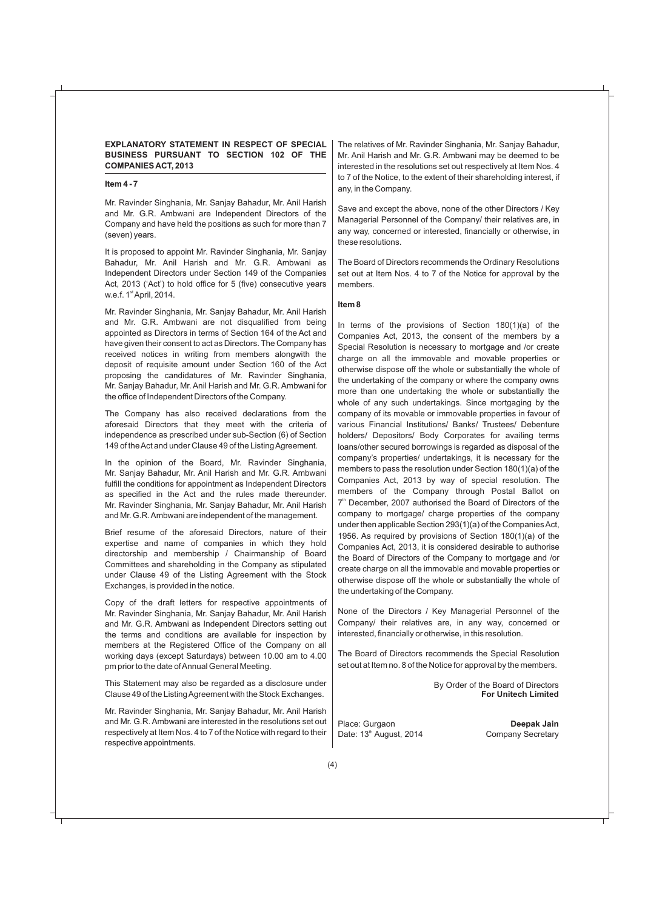## EXPLANATORY STATEMENT IN RESPECT OF SPECIAL BUSINESS PURSUANT TO SECTION 102 OF THE COMPANIES ACT, 2013

### Item 4 - 7

Mr. Ravinder Singhania, Mr. Sanjay Bahadur, Mr. Anil Harish and Mr. G.R. Ambwani are Independent Directors of the Company and have held the positions as such for more than 7 (seven) years.

It is proposed to appoint Mr. Ravinder Singhania, Mr. Sanjay Bahadur, Mr. Anil Harish and Mr. G.R. Ambwani as Independent Directors under Section 149 of the Companies Act, 2013 ('Act') to hold office for 5 (five) consecutive years w.e.f. 1st April, 2014.

Mr. Ravinder Singhania, Mr. Sanjay Bahadur, Mr. Anil Harish and Mr. G.R. Ambwani are not disqualified from being appointed as Directors in terms of Section 164 of the Act and have given their consent to act as Directors. The Company has received notices in writing from members alongwith the deposit of requisite amount under Section 160 of the Act proposing the candidatures of Mr. Ravinder Singhania, Mr. Sanjay Bahadur, Mr. Anil Harish and Mr. G.R. Ambwani for the office of Independent Directors of the Company.

The Company has also received declarations from the aforesaid Directors that they meet with the criteria of independence as prescribed under sub-Section (6) of Section 149 of the Act and under Clause 49 of the Listing Agreement.

In the opinion of the Board, Mr. Ravinder Singhania, Mr. Sanjay Bahadur, Mr. Anil Harish and Mr. G.R. Ambwani fulfill the conditions for appointment as Independent Directors as specified in the Act and the rules made thereunder. Mr. Ravinder Singhania, Mr. Sanjay Bahadur, Mr. Anil Harish and Mr. G.R. Ambwani are independent of the management.

Brief resume of the aforesaid Directors, nature of their expertise and name of companies in which they hold directorship and membership / Chairmanship of Board Committees and shareholding in the Company as stipulated under Clause 49 of the Listing Agreement with the Stock Exchanges, is provided in the notice.

Copy of the draft letters for respective appointments of Mr. Ravinder Singhania, Mr. Sanjay Bahadur, Mr. Anil Harish and Mr. G.R. Ambwani as Independent Directors setting out the terms and conditions are available for inspection by members at the Registered Office of the Company on all working days (except Saturdays) between 10.00 am to 4.00 pm prior to the date of Annual General Meeting.

This Statement may also be regarded as a disclosure under Clause 49 of the Listing Agreement with the Stock Exchanges.

Mr. Ravinder Singhania, Mr. Sanjay Bahadur, Mr. Anil Harish and Mr. G.R. Ambwani are interested in the resolutions set out respectively at Item Nos. 4 to 7 of the Notice with regard to their respective appointments.

The relatives of Mr. Ravinder Singhania, Mr. Sanjay Bahadur, Mr. Anil Harish and Mr. G.R. Ambwani may be deemed to be interested in the resolutions set out respectively at Item Nos. 4 to 7 of the Notice, to the extent of their shareholding interest, if any, in the Company.

Save and except the above, none of the other Directors / Key Managerial Personnel of the Company/ their relatives are, in any way, concerned or interested, financially or otherwise, in these resolutions.

The Board of Directors recommends the Ordinary Resolutions set out at Item Nos. 4 to 7 of the Notice for approval by the members.

### Item 8

In terms of the provisions of Section 180(1)(a) of the Companies Act, 2013, the consent of the members by a Special Resolution is necessary to mortgage and /or create charge on all the immovable and movable properties or otherwise dispose off the whole or substantially the whole of the undertaking of the company or where the company owns more than one undertaking the whole or substantially the whole of any such undertakings. Since mortgaging by the company of its movable or immovable properties in favour of various Financial Institutions/ Banks/ Trustees/ Debenture holders/ Depositors/ Body Corporates for availing terms loans/other secured borrowings is regarded as disposal of the company's properties/ undertakings, it is necessary for the members to pass the resolution under Section 180(1)(a) of the Companies Act, 2013 by way of special resolution. The members of the Company through Postal Ballot on 7th December, 2007 authorised the Board of Directors of the company to mortgage/ charge properties of the company under then applicable Section 293(1)(a) of the Companies Act, 1956. As required by provisions of Section 180(1)(a) of the Companies Act, 2013, it is considered desirable to authorise the Board of Directors of the Company to mortgage and /or create charge on all the immovable and movable properties or otherwise dispose off the whole or substantially the whole of the undertaking of the Company.

None of the Directors / Key Managerial Personnel of the Company/ their relatives are, in any way, concerned or interested, financially or otherwise, in this resolution.

The Board of Directors recommends the Special Resolution set out at Item no. 8 of the Notice for approval by the members.

By Order of the Board of Directors
**For Unitech Limited**

Place: Gurgaon
Date: 13th August, 2014

**Deepak Jain**
Company Secretary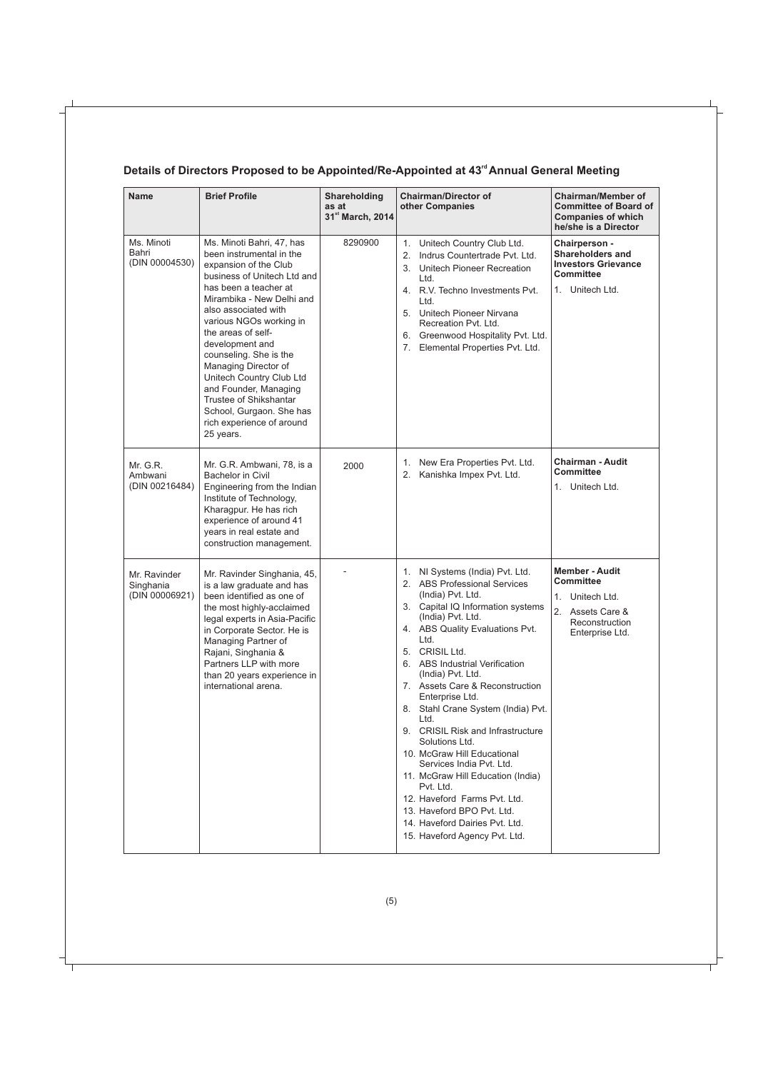## Details of Directors Proposed to be Appointed/Re-Appointed at 43rd Annual General Meeting

| Name | Brief Profile | Shareholding as at 31st March, 2014 | Chairman/Director of other Companies | Chairman/Member of Committee of Board of Companies of which he/she is a Director |
|---|---|---|---|---|
| Ms. Minoti Bahri (DIN 00004530) | Ms. Minoti Bahri, 47, has been instrumental in the expansion of the Club business of Unitech Ltd and has been a teacher at Mirambika - New Delhi and also associated with various NGOs working in the areas of self-development and counseling. She is the Managing Director of Unitech Country Club Ltd and Founder, Managing Trustee of Shikshantar School, Gurgaon. She has rich experience of around 25 years. | 8290900 | 1. Unitech Country Club Ltd.<br>2. Indrus Countertrade Pvt. Ltd.<br>3. Unitech Pioneer Recreation Ltd.<br>4. R.V. Techno Investments Pvt. Ltd.<br>5. Unitech Pioneer Nirvana Recreation Pvt. Ltd.<br>6. Greenwood Hospitality Pvt. Ltd.<br>7. Elemental Properties Pvt. Ltd. | **Chairperson - Shareholders and Investors Grievance Committee**<br>1. Unitech Ltd. |
| Mr. G.R. Ambwani (DIN 00216484) | Mr. G.R. Ambwani, 78, is a Bachelor in Civil Engineering from the Indian Institute of Technology, Kharagpur. He has rich experience of around 41 years in real estate and construction management. | 2000 | 1. New Era Properties Pvt. Ltd.<br>2. Kanishka Impex Pvt. Ltd. | **Chairman - Audit Committee**<br>1. Unitech Ltd. |
| Mr. Ravinder Singhania (DIN 00006921) | Mr. Ravinder Singhania, 45, is a law graduate and has been identified as one of the most highly-acclaimed legal experts in Asia-Pacific in Corporate Sector. He is Managing Partner of Rajani, Singhania & Partners LLP with more than 20 years experience in international arena. | - | 1. NI Systems (India) Pvt. Ltd.<br>2. ABS Professional Services (India) Pvt. Ltd.<br>3. Capital IQ Information systems (India) Pvt. Ltd.<br>4. ABS Quality Evaluations Pvt. Ltd.<br>5. CRISIL Ltd.<br>6. ABS Industrial Verification (India) Pvt. Ltd.<br>7. Assets Care & Reconstruction Enterprise Ltd.<br>8. Stahl Crane System (India) Pvt. Ltd.<br>9. CRISIL Risk and Infrastructure Solutions Ltd.<br>10. McGraw Hill Educational Services India Pvt. Ltd.<br>11. McGraw Hill Education (India) Pvt. Ltd.<br>12. Haveford Farms Pvt. Ltd.<br>13. Haveford BPO Pvt. Ltd.<br>14. Haveford Dairies Pvt. Ltd.<br>15. Haveford Agency Pvt. Ltd. | **Member - Audit Committee**<br>1. Unitech Ltd.<br>2. Assets Care & Reconstruction Enterprise Ltd. |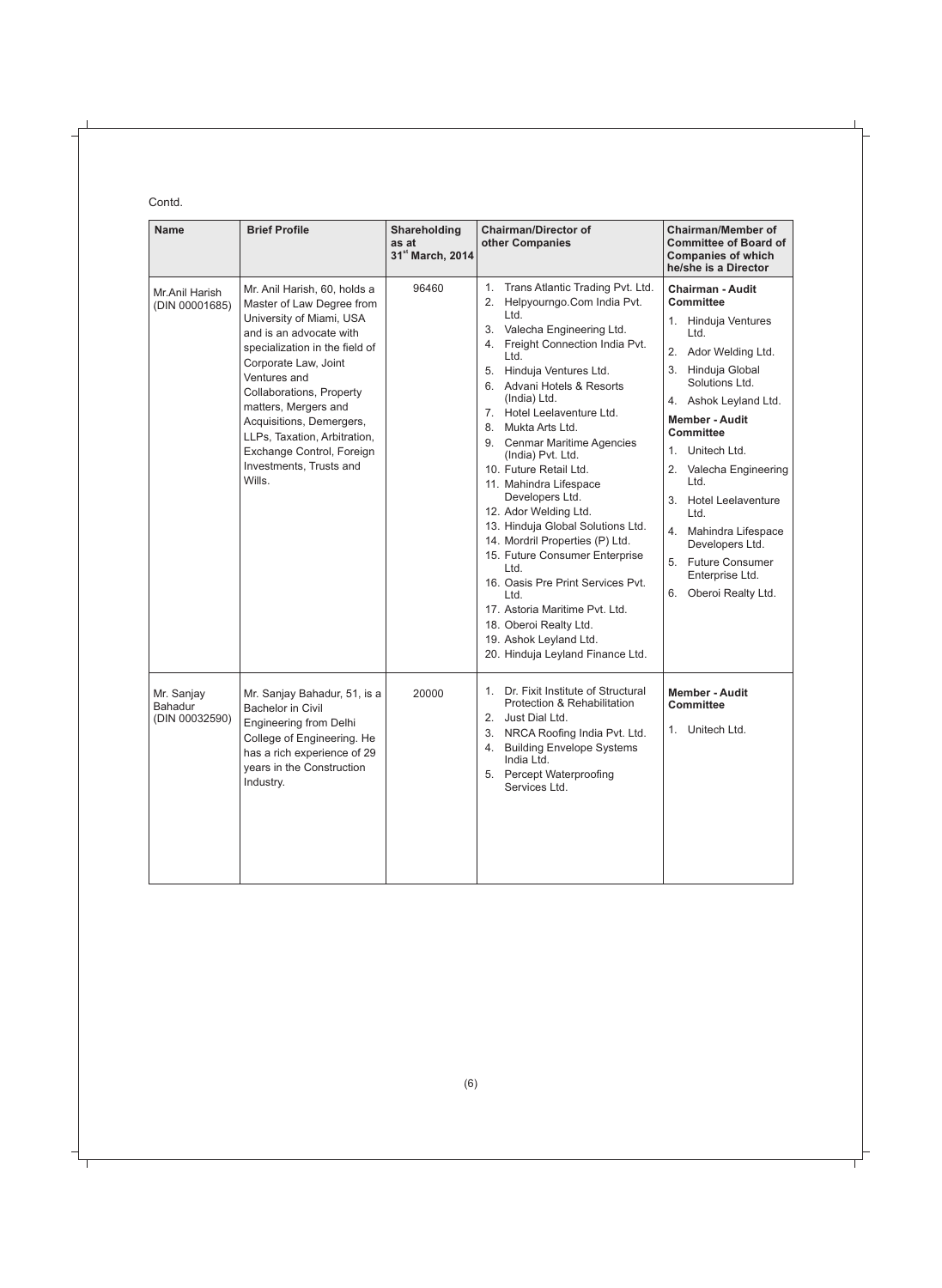Contd.

| Name | Brief Profile | Shareholding as at 31st March, 2014 | Chairman/Director of other Companies | Chairman/Member of Committee of Board of Companies of which he/she is a Director |
|---|---|---|---|---|
| Mr.Anil Harish (DIN 00001685) | Mr. Anil Harish, 60, holds a Master of Law Degree from University of Miami, USA and is an advocate with specialization in the field of Corporate Law, Joint Ventures and Collaborations, Property matters, Mergers and Acquisitions, Demergers, LLPs, Taxation, Arbitration, Exchange Control, Foreign Investments, Trusts and Wills. | 96460 | 1. Trans Atlantic Trading Pvt. Ltd. 2. Helpyourngo.Com India Pvt. Ltd. 3. Valecha Engineering Ltd. 4. Freight Connection India Pvt. Ltd. 5. Hinduja Ventures Ltd. 6. Advani Hotels & Resorts (India) Ltd. 7. Hotel Leelaventure Ltd. 8. Mukta Arts Ltd. 9. Cenmar Maritime Agencies (India) Pvt. Ltd. 10. Future Retail Ltd. 11. Mahindra Lifespace Developers Ltd. 12. Ador Welding Ltd. 13. Hinduja Global Solutions Ltd. 14. Mordril Properties (P) Ltd. 15. Future Consumer Enterprise Ltd. 16. Oasis Pre Print Services Pvt. Ltd. 17. Astoria Maritime Pvt. Ltd. 18. Oberoi Realty Ltd. 19. Ashok Leyland Ltd. 20. Hinduja Leyland Finance Ltd. | **Chairman - Audit Committee** 1. Hinduja Ventures Ltd. 2. Ador Welding Ltd. 3. Hinduja Global Solutions Ltd. 4. Ashok Leyland Ltd. **Member - Audit Committee** 1. Unitech Ltd. 2. Valecha Engineering Ltd. 3. Hotel Leelaventure Ltd. 4. Mahindra Lifespace Developers Ltd. 5. Future Consumer Enterprise Ltd. 6. Oberoi Realty Ltd. |
| Mr. Sanjay Bahadur (DIN 00032590) | Mr. Sanjay Bahadur, 51, is a Bachelor in Civil Engineering from Delhi College of Engineering. He has a rich experience of 29 years in the Construction Industry. | 20000 | 1. Dr. Fixit Institute of Structural Protection & Rehabilitation 2. Just Dial Ltd. 3. NRCA Roofing India Pvt. Ltd. 4. Building Envelope Systems India Ltd. 5. Percept Waterproofing Services Ltd. | **Member - Audit Committee** 1. Unitech Ltd. |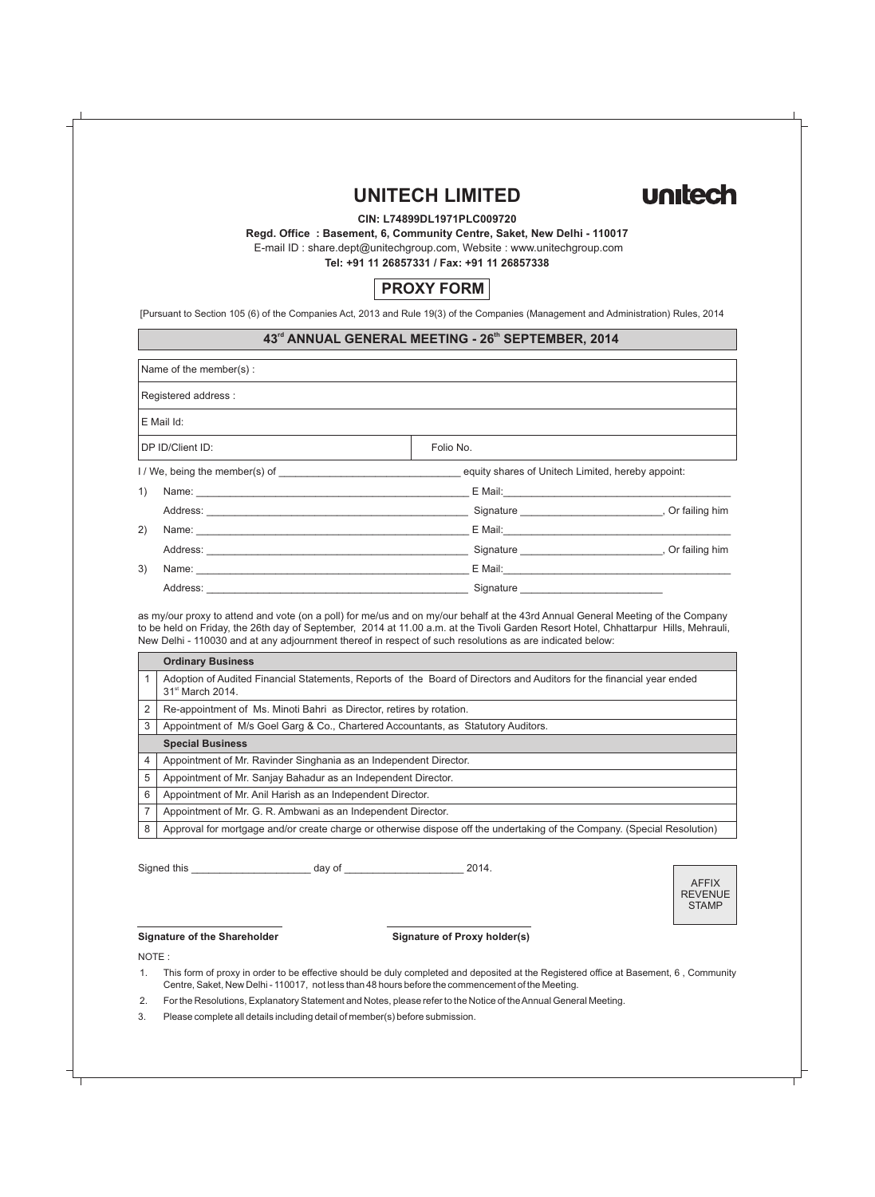# UNITECH LIMITED

unitech

**CIN: L74899DL1971PLC009720**

**Regd. Office : Basement, 6, Community Centre, Saket, New Delhi - 110017**

E-mail ID : share.dept@unitechgroup.com, Website : www.unitechgroup.com

**Tel: +91 11 26857331 / Fax: +91 11 26857338**

## PROXY FORM

[Pursuant to Section 105 (6) of the Companies Act, 2013 and Rule 19(3) of the Companies (Management and Administration) Rules, 2014

### 43rd ANNUAL GENERAL MEETING - 26th SEPTEMBER, 2014

| Name of the member(s) : | |
|---|---|
| Registered address : | |
| E Mail Id: | |
| DP ID/Client ID: | Folio No. |

I / We, being the member(s) of ______________________________ equity shares of Unitech Limited, hereby appoint:

1) Name: ______________________________ E Mail: ______________________________
   Address: ______________________________ Signature ______________________, Or failing him

2) Name: ______________________________ E Mail: ______________________________
   Address: ______________________________ Signature ______________________, Or failing him

3) Name: ______________________________ E Mail: ______________________________
   Address: ______________________________ Signature ______________________

as my/our proxy to attend and vote (on a poll) for me/us and on my/our behalf at the 43rd Annual General Meeting of the Company to be held on Friday, the 26th day of September, 2014 at 11.00 a.m. at the Tivoli Garden Resort Hotel, Chhattarpur Hills, Mehrauli, New Delhi - 110030 and at any adjournment thereof in respect of such resolutions as are indicated below:

| | **Ordinary Business** |
|---|---|
| 1 | Adoption of Audited Financial Statements, Reports of the Board of Directors and Auditors for the financial year ended 31st March 2014. |
| 2 | Re-appointment of Ms. Minoti Bahri as Director, retires by rotation. |
| 3 | Appointment of M/s Goel Garg & Co., Chartered Accountants, as Statutory Auditors. |
| | **Special Business** |
| 4 | Appointment of Mr. Ravinder Singhania as an Independent Director. |
| 5 | Appointment of Mr. Sanjay Bahadur as an Independent Director. |
| 6 | Appointment of Mr. Anil Harish as an Independent Director. |
| 7 | Appointment of Mr. G. R. Ambwani as an Independent Director. |
| 8 | Approval for mortgage and/or create charge or otherwise dispose off the undertaking of the Company. (Special Resolution) |

Signed this ____________________ day of ____________________ 2014.

AFFIX REVENUE STAMP

**Signature of the Shareholder** | **Signature of Proxy holder(s)**

NOTE :

1. This form of proxy in order to be effective should be duly completed and deposited at the Registered office at Basement, 6 , Community Centre, Saket, New Delhi - 110017, not less than 48 hours before the commencement of the Meeting.
2. For the Resolutions, Explanatory Statement and Notes, please refer to the Notice of the Annual General Meeting.
3. Please complete all details including detail of member(s) before submission.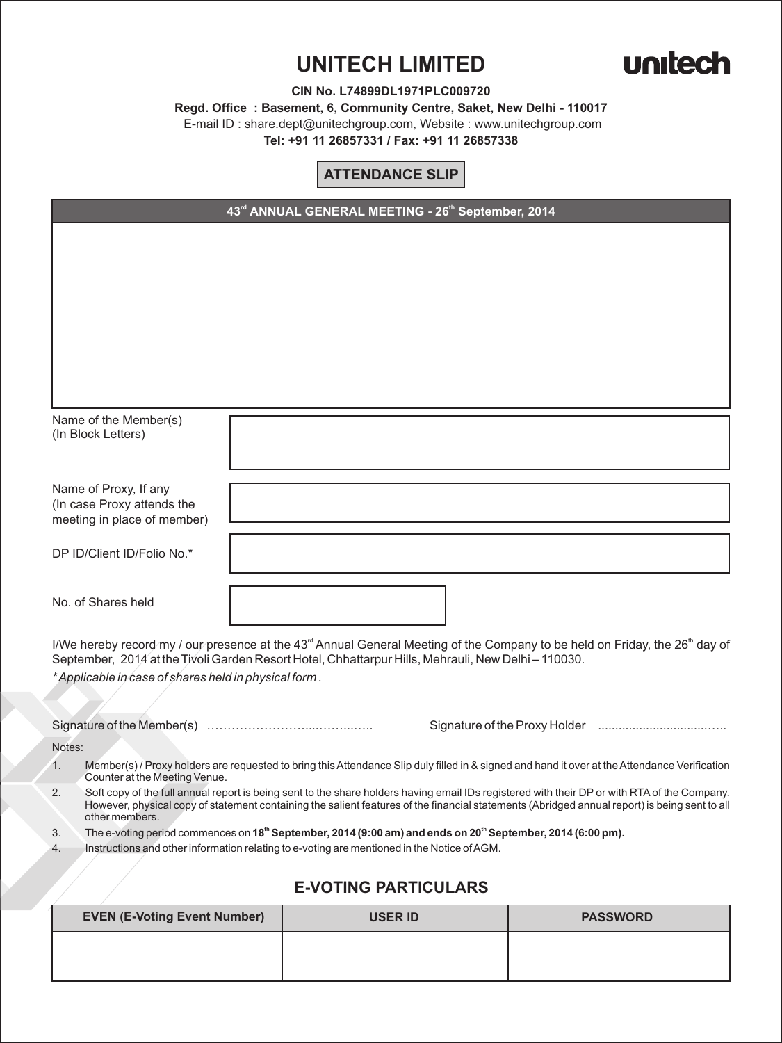# UNITECH LIMITED

unitech

**CIN No. L74899DL1971PLC009720**

**Regd. Office : Basement, 6, Community Centre, Saket, New Delhi - 110017**

E-mail ID : share.dept@unitechgroup.com, Website : www.unitechgroup.com

**Tel: +91 11 26857331 / Fax: +91 11 26857338**

## ATTENDANCE SLIP

**43rd ANNUAL GENERAL MEETING - 26th September, 2014**

| | |
|---|---|
| Name of the Member(s) (In Block Letters) | |
| Name of Proxy, If any (In case Proxy attends the meeting in place of member) | |
| DP ID/Client ID/Folio No.* | |
| No. of Shares held | |

I/We hereby record my / our presence at the 43rd Annual General Meeting of the Company to be held on Friday, the 26th day of September, 2014 at the Tivoli Garden Resort Hotel, Chhattarpur Hills, Mehrauli, New Delhi – 110030.

*\*Applicable in case of shares held in physical form .*

Signature of the Member(s) ……………………...……..….. Signature of the Proxy Holder .................................…..

Notes:

1. Member(s) / Proxy holders are requested to bring this Attendance Slip duly filled in & signed and hand it over at the Attendance Verification Counter at the Meeting Venue.
2. Soft copy of the full annual report is being sent to the share holders having email IDs registered with their DP or with RTA of the Company. However, physical copy of statement containing the salient features of the financial statements (Abridged annual report) is being sent to all other members.
3. The e-voting period commences on **18th September, 2014 (9:00 am) and ends on 20th September, 2014 (6:00 pm).**
4. Instructions and other information relating to e-voting are mentioned in the Notice of AGM.

## E-VOTING PARTICULARS

| EVEN (E-Voting Event Number) | USER ID | PASSWORD |
|---|---|---|
| | | |